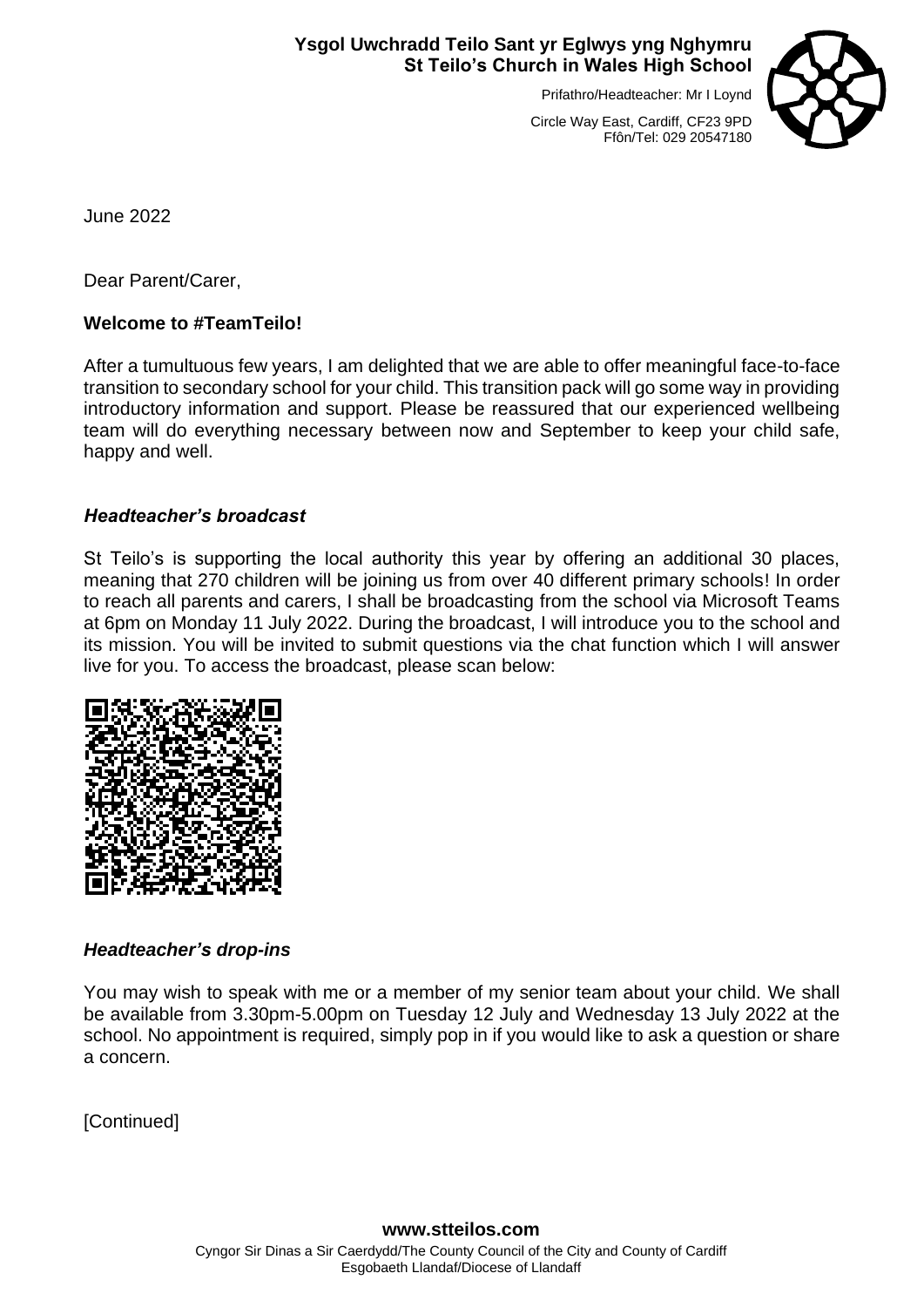**Ysgol Uwchradd Teilo Sant yr Eglwys yng Nghymru**
**St Teilo's Church in Wales High School**

Prifathro/Headteacher: Mr I Loynd

Circle Way East, Cardiff, CF23 9PD
Ffôn/Tel: 029 20547180

June 2022

Dear Parent/Carer,

**Welcome to #TeamTeilo!**

After a tumultuous few years, I am delighted that we are able to offer meaningful face-to-face transition to secondary school for your child. This transition pack will go some way in providing introductory information and support. Please be reassured that our experienced wellbeing team will do everything necessary between now and September to keep your child safe, happy and well.

***Headteacher's broadcast***

St Teilo's is supporting the local authority this year by offering an additional 30 places, meaning that 270 children will be joining us from over 40 different primary schools! In order to reach all parents and carers, I shall be broadcasting from the school via Microsoft Teams at 6pm on Monday 11 July 2022. During the broadcast, I will introduce you to the school and its mission. You will be invited to submit questions via the chat function which I will answer live for you. To access the broadcast, please scan below:

***Headteacher's drop-ins***

You may wish to speak with me or a member of my senior team about your child. We shall be available from 3.30pm-5.00pm on Tuesday 12 July and Wednesday 13 July 2022 at the school. No appointment is required, simply pop in if you would like to ask a question or share a concern.

[Continued]

**www.stteilos.com**

Cyngor Sir Dinas a Sir Caerdydd/The County Council of the City and County of Cardiff
Esgobaeth Llandaf/Diocese of Llandaff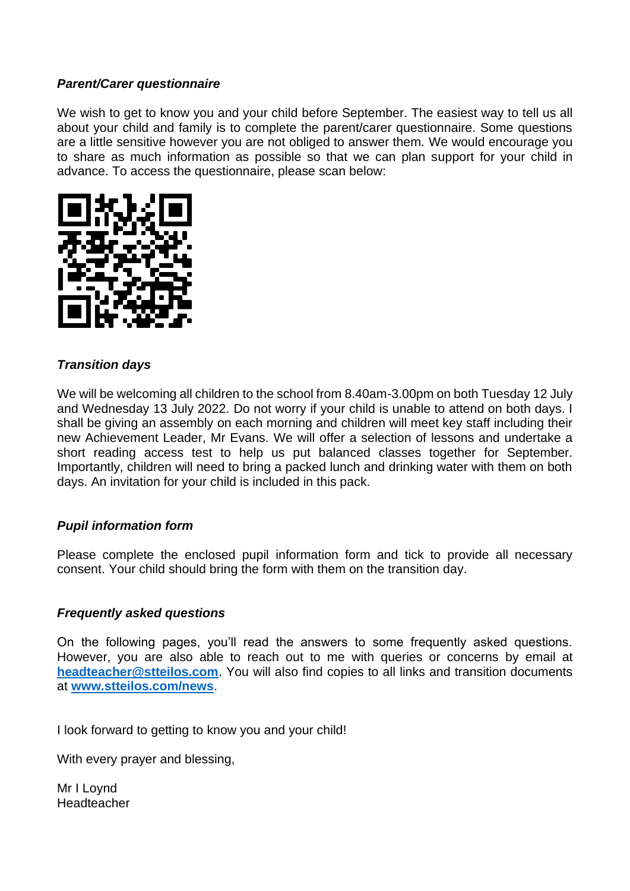***Parent/Carer questionnaire***

We wish to get to know you and your child before September. The easiest way to tell us all about your child and family is to complete the parent/carer questionnaire. Some questions are a little sensitive however you are not obliged to answer them. We would encourage you to share as much information as possible so that we can plan support for your child in advance. To access the questionnaire, please scan below:

***Transition days***

We will be welcoming all children to the school from 8.40am-3.00pm on both Tuesday 12 July and Wednesday 13 July 2022. Do not worry if your child is unable to attend on both days. I shall be giving an assembly on each morning and children will meet key staff including their new Achievement Leader, Mr Evans. We will offer a selection of lessons and undertake a short reading access test to help us put balanced classes together for September. Importantly, children will need to bring a packed lunch and drinking water with them on both days. An invitation for your child is included in this pack.

***Pupil information form***

Please complete the enclosed pupil information form and tick to provide all necessary consent. Your child should bring the form with them on the transition day.

***Frequently asked questions***

On the following pages, you'll read the answers to some frequently asked questions. However, you are also able to reach out to me with queries or concerns by email at **headteacher@stteilos.com**. You will also find copies to all links and transition documents at **www.stteilos.com/news**.

I look forward to getting to know you and your child!

With every prayer and blessing,

Mr I Loynd
Headteacher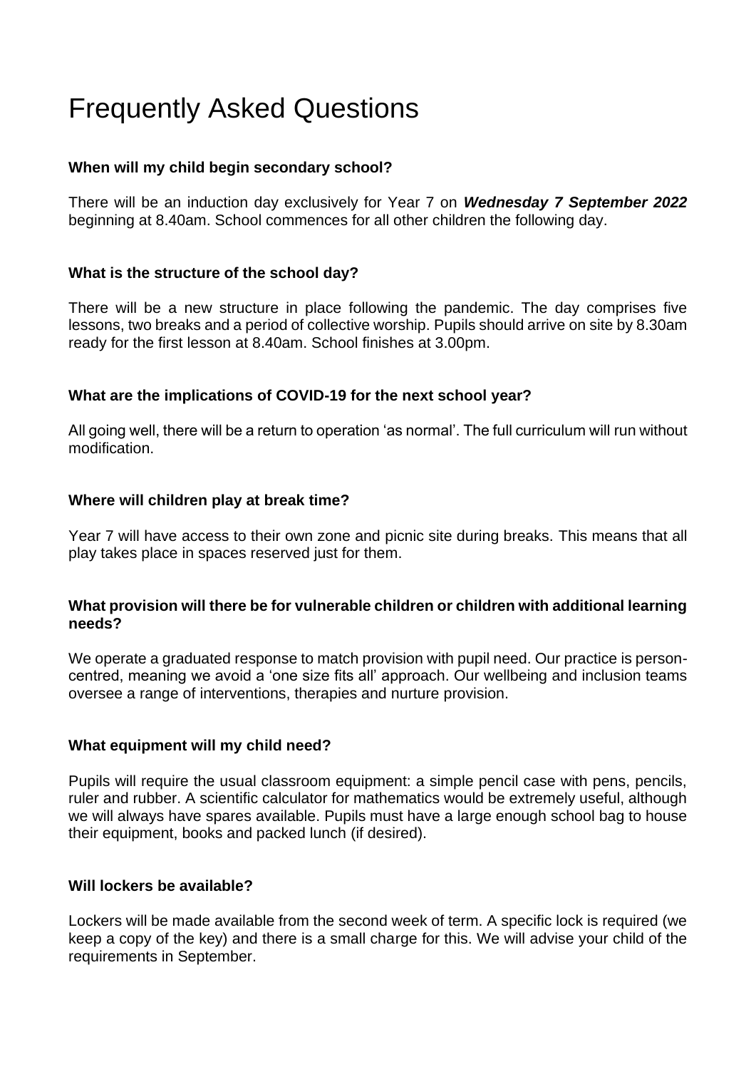# Frequently Asked Questions

**When will my child begin secondary school?**

There will be an induction day exclusively for Year 7 on ***Wednesday 7 September 2022*** beginning at 8.40am. School commences for all other children the following day.

**What is the structure of the school day?**

There will be a new structure in place following the pandemic. The day comprises five lessons, two breaks and a period of collective worship. Pupils should arrive on site by 8.30am ready for the first lesson at 8.40am. School finishes at 3.00pm.

**What are the implications of COVID-19 for the next school year?**

All going well, there will be a return to operation 'as normal'. The full curriculum will run without modification.

**Where will children play at break time?**

Year 7 will have access to their own zone and picnic site during breaks. This means that all play takes place in spaces reserved just for them.

**What provision will there be for vulnerable children or children with additional learning needs?**

We operate a graduated response to match provision with pupil need. Our practice is person-centred, meaning we avoid a 'one size fits all' approach. Our wellbeing and inclusion teams oversee a range of interventions, therapies and nurture provision.

**What equipment will my child need?**

Pupils will require the usual classroom equipment: a simple pencil case with pens, pencils, ruler and rubber. A scientific calculator for mathematics would be extremely useful, although we will always have spares available. Pupils must have a large enough school bag to house their equipment, books and packed lunch (if desired).

**Will lockers be available?**

Lockers will be made available from the second week of term. A specific lock is required (we keep a copy of the key) and there is a small charge for this. We will advise your child of the requirements in September.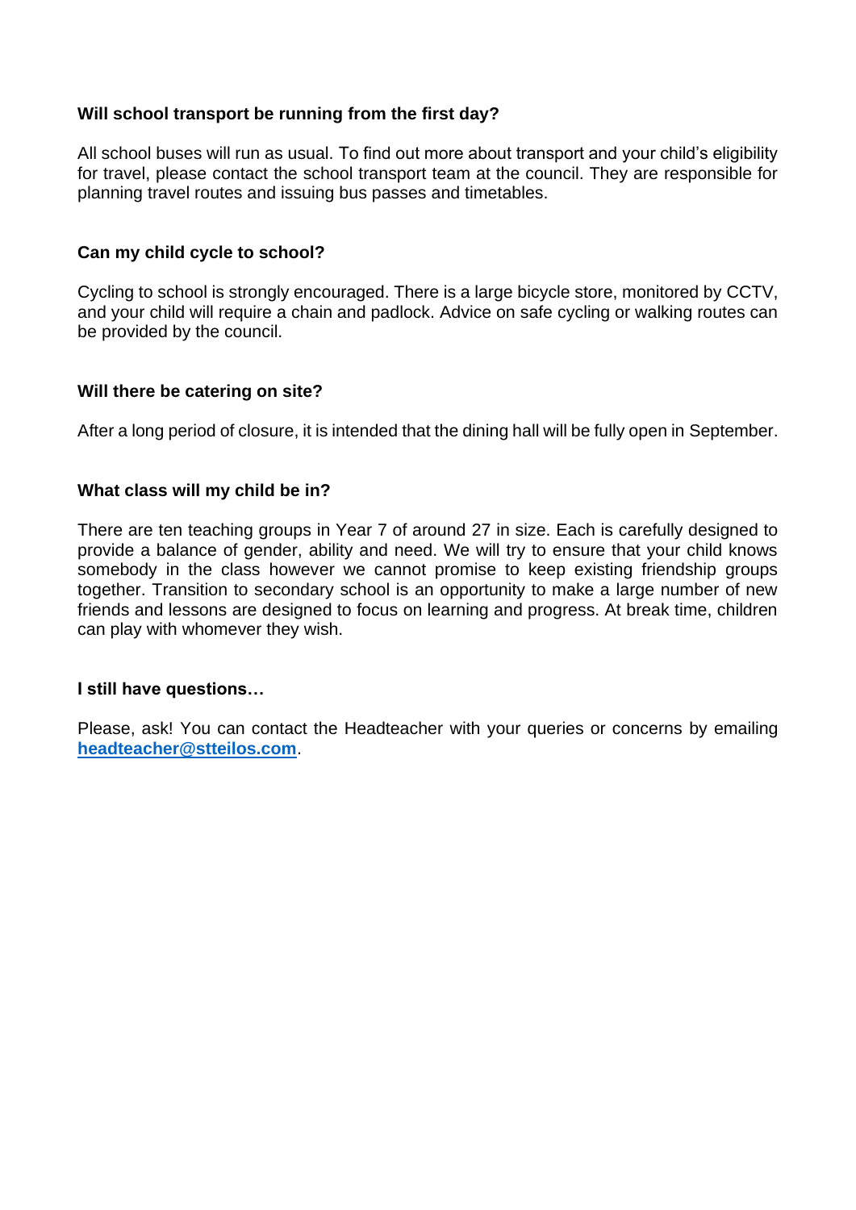**Will school transport be running from the first day?**

All school buses will run as usual. To find out more about transport and your child's eligibility for travel, please contact the school transport team at the council. They are responsible for planning travel routes and issuing bus passes and timetables.

**Can my child cycle to school?**

Cycling to school is strongly encouraged. There is a large bicycle store, monitored by CCTV, and your child will require a chain and padlock. Advice on safe cycling or walking routes can be provided by the council.

**Will there be catering on site?**

After a long period of closure, it is intended that the dining hall will be fully open in September.

**What class will my child be in?**

There are ten teaching groups in Year 7 of around 27 in size. Each is carefully designed to provide a balance of gender, ability and need. We will try to ensure that your child knows somebody in the class however we cannot promise to keep existing friendship groups together. Transition to secondary school is an opportunity to make a large number of new friends and lessons are designed to focus on learning and progress. At break time, children can play with whomever they wish.

**I still have questions…**

Please, ask! You can contact the Headteacher with your queries or concerns by emailing **headteacher@stteilos.com**.